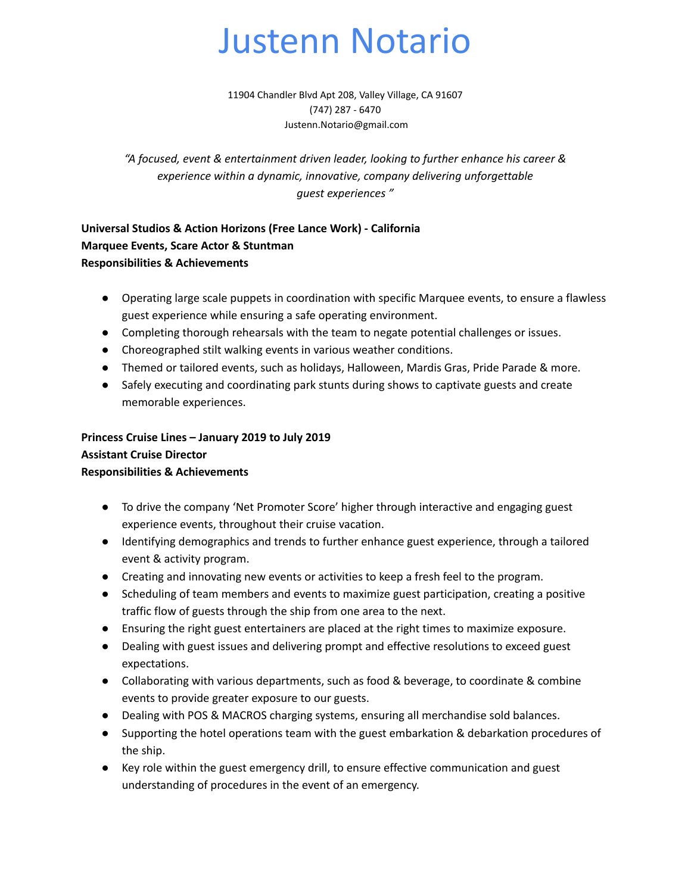# Justenn Notario

11904 Chandler Blvd Apt 208, Valley Village, CA 91607
(747) 287 - 6470
Justenn.Notario@gmail.com

*"A focused, event & entertainment driven leader, looking to further enhance his career & experience within a dynamic, innovative, company delivering unforgettable guest experiences "*

**Universal Studios & Action Horizons (Free Lance Work) - California**
**Marquee Events, Scare Actor & Stuntman**
**Responsibilities & Achievements**

- Operating large scale puppets in coordination with specific Marquee events, to ensure a flawless guest experience while ensuring a safe operating environment.
- Completing thorough rehearsals with the team to negate potential challenges or issues.
- Choreographed stilt walking events in various weather conditions.
- Themed or tailored events, such as holidays, Halloween, Mardis Gras, Pride Parade & more.
- Safely executing and coordinating park stunts during shows to captivate guests and create memorable experiences.

**Princess Cruise Lines – January 2019 to July 2019**
**Assistant Cruise Director**
**Responsibilities & Achievements**

- To drive the company 'Net Promoter Score' higher through interactive and engaging guest experience events, throughout their cruise vacation.
- Identifying demographics and trends to further enhance guest experience, through a tailored event & activity program.
- Creating and innovating new events or activities to keep a fresh feel to the program.
- Scheduling of team members and events to maximize guest participation, creating a positive traffic flow of guests through the ship from one area to the next.
- Ensuring the right guest entertainers are placed at the right times to maximize exposure.
- Dealing with guest issues and delivering prompt and effective resolutions to exceed guest expectations.
- Collaborating with various departments, such as food & beverage, to coordinate & combine events to provide greater exposure to our guests.
- Dealing with POS & MACROS charging systems, ensuring all merchandise sold balances.
- Supporting the hotel operations team with the guest embarkation & debarkation procedures of the ship.
- Key role within the guest emergency drill, to ensure effective communication and guest understanding of procedures in the event of an emergency.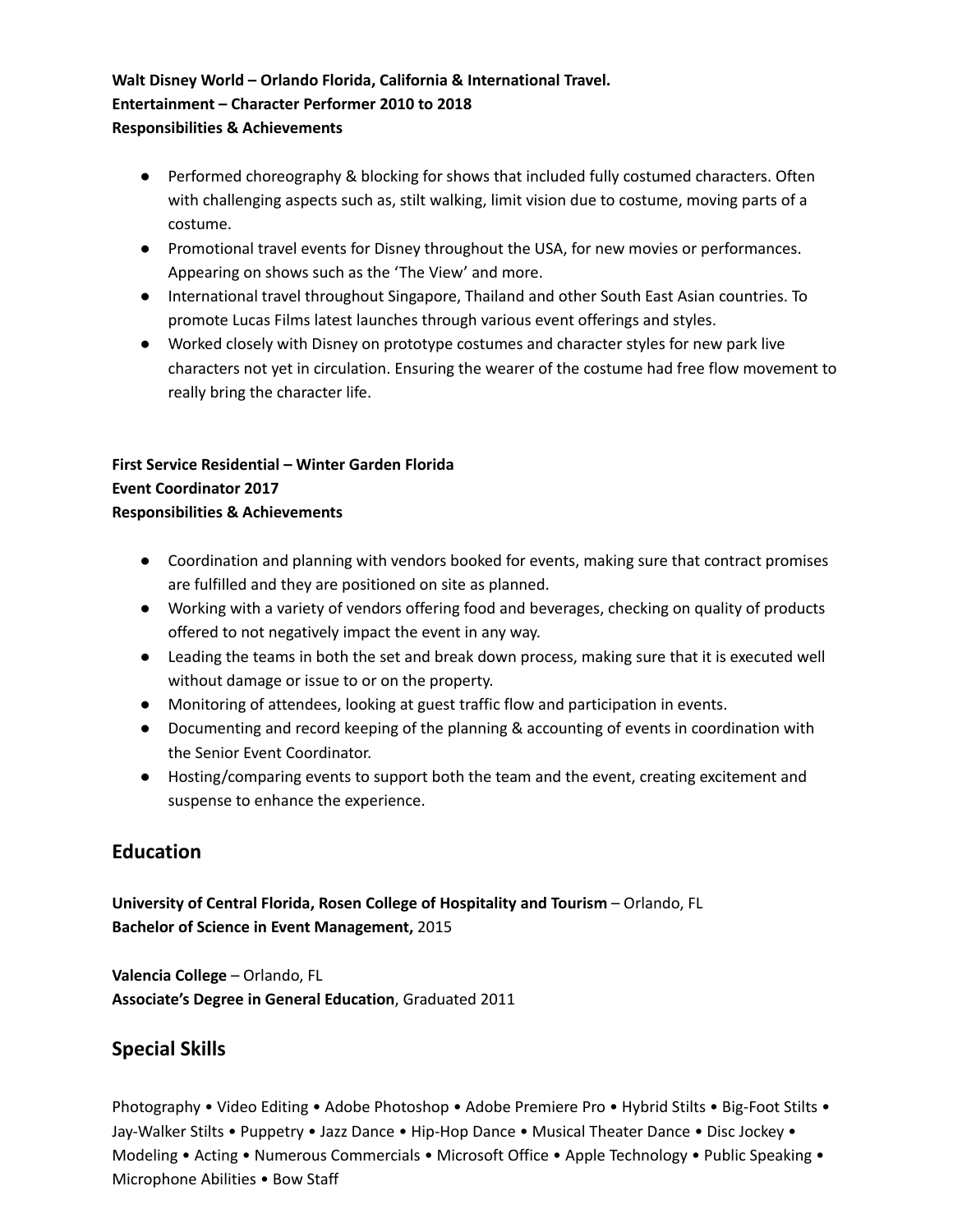**Walt Disney World – Orlando Florida, California & International Travel.**
**Entertainment – Character Performer 2010 to 2018**
**Responsibilities & Achievements**

- Performed choreography & blocking for shows that included fully costumed characters. Often with challenging aspects such as, stilt walking, limit vision due to costume, moving parts of a costume.
- Promotional travel events for Disney throughout the USA, for new movies or performances. Appearing on shows such as the 'The View' and more.
- International travel throughout Singapore, Thailand and other South East Asian countries. To promote Lucas Films latest launches through various event offerings and styles.
- Worked closely with Disney on prototype costumes and character styles for new park live characters not yet in circulation. Ensuring the wearer of the costume had free flow movement to really bring the character life.

**First Service Residential – Winter Garden Florida**
**Event Coordinator 2017**
**Responsibilities & Achievements**

- Coordination and planning with vendors booked for events, making sure that contract promises are fulfilled and they are positioned on site as planned.
- Working with a variety of vendors offering food and beverages, checking on quality of products offered to not negatively impact the event in any way.
- Leading the teams in both the set and break down process, making sure that it is executed well without damage or issue to or on the property.
- Monitoring of attendees, looking at guest traffic flow and participation in events.
- Documenting and record keeping of the planning & accounting of events in coordination with the Senior Event Coordinator.
- Hosting/comparing events to support both the team and the event, creating excitement and suspense to enhance the experience.

## Education

**University of Central Florida, Rosen College of Hospitality and Tourism** – Orlando, FL
**Bachelor of Science in Event Management,** 2015

**Valencia College** – Orlando, FL
**Associate's Degree in General Education**, Graduated 2011

## Special Skills

Photography • Video Editing • Adobe Photoshop • Adobe Premiere Pro • Hybrid Stilts • Big-Foot Stilts • Jay-Walker Stilts • Puppetry • Jazz Dance • Hip-Hop Dance • Musical Theater Dance • Disc Jockey • Modeling • Acting • Numerous Commercials • Microsoft Office • Apple Technology • Public Speaking • Microphone Abilities • Bow Staff